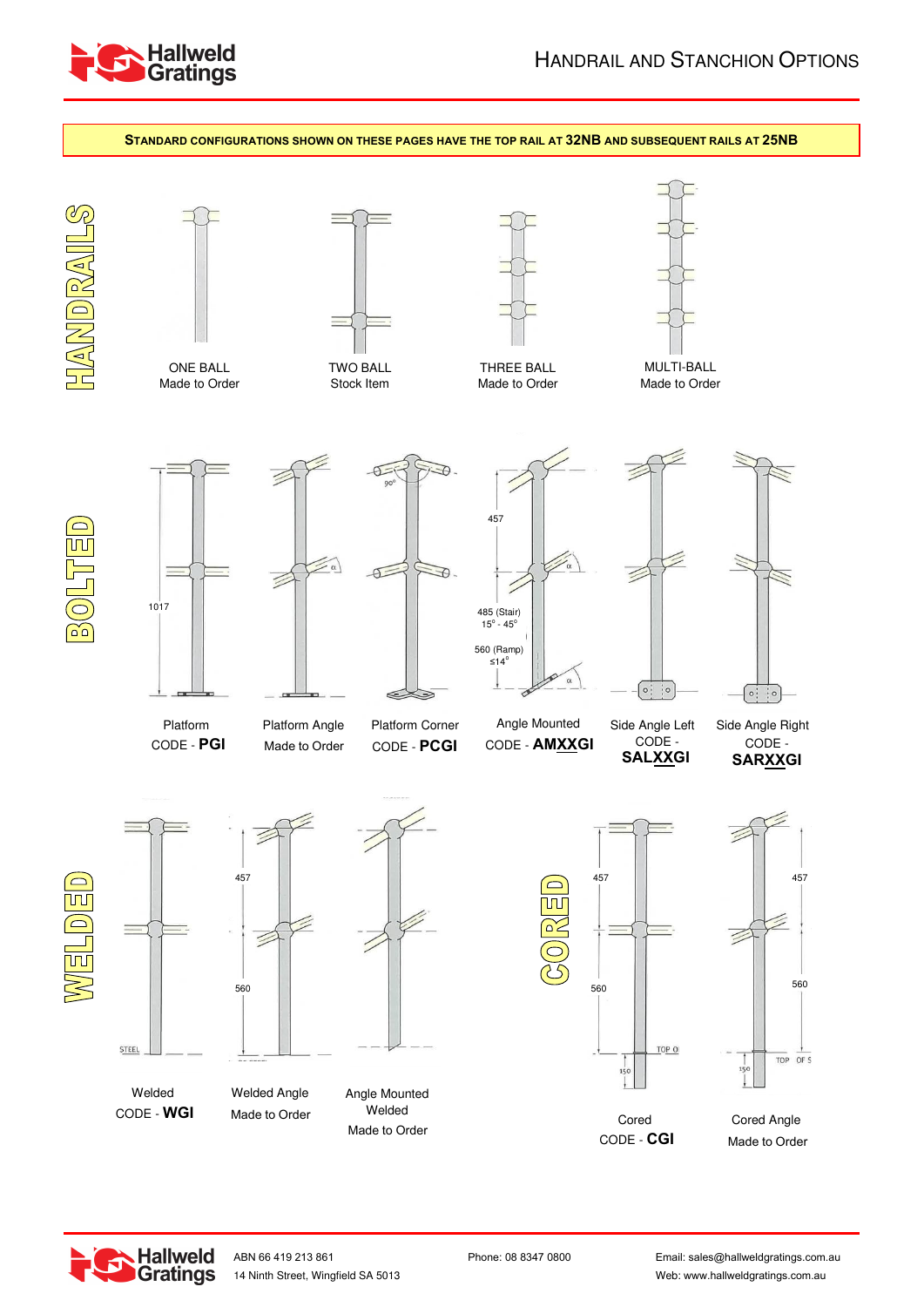# HANDRAIL AND STANCHION OPTIONS

**STANDARD CONFIGURATIONS SHOWN ON THESE PAGES HAVE THE TOP RAIL AT 32NB AND SUBSEQUENT RAILS AT 25NB**

## HANDRAILS

ONE BALL
Made to Order

TWO BALL
Stock Item

THREE BALL
Made to Order

MULTI-BALL
Made to Order

## BOLTED

1017

457

485 (Stair)
15° - 45°

560 (Ramp)
≤14°

90°

Platform
CODE - **PGI**

Platform Angle
Made to Order

Platform Corner
CODE - **PCGI**

Angle Mounted
CODE - **AMXXGI**

Side Angle Left
CODE -
**SALXXGI**

Side Angle Right
CODE -
**SARXXGI**

## WELDED

457

560

Welded
CODE - **WGI**

Welded Angle
Made to Order

Angle Mounted
Welded
Made to Order

## CORED

457

560

150

Cored
CODE - **CGI**

Cored Angle
Made to Order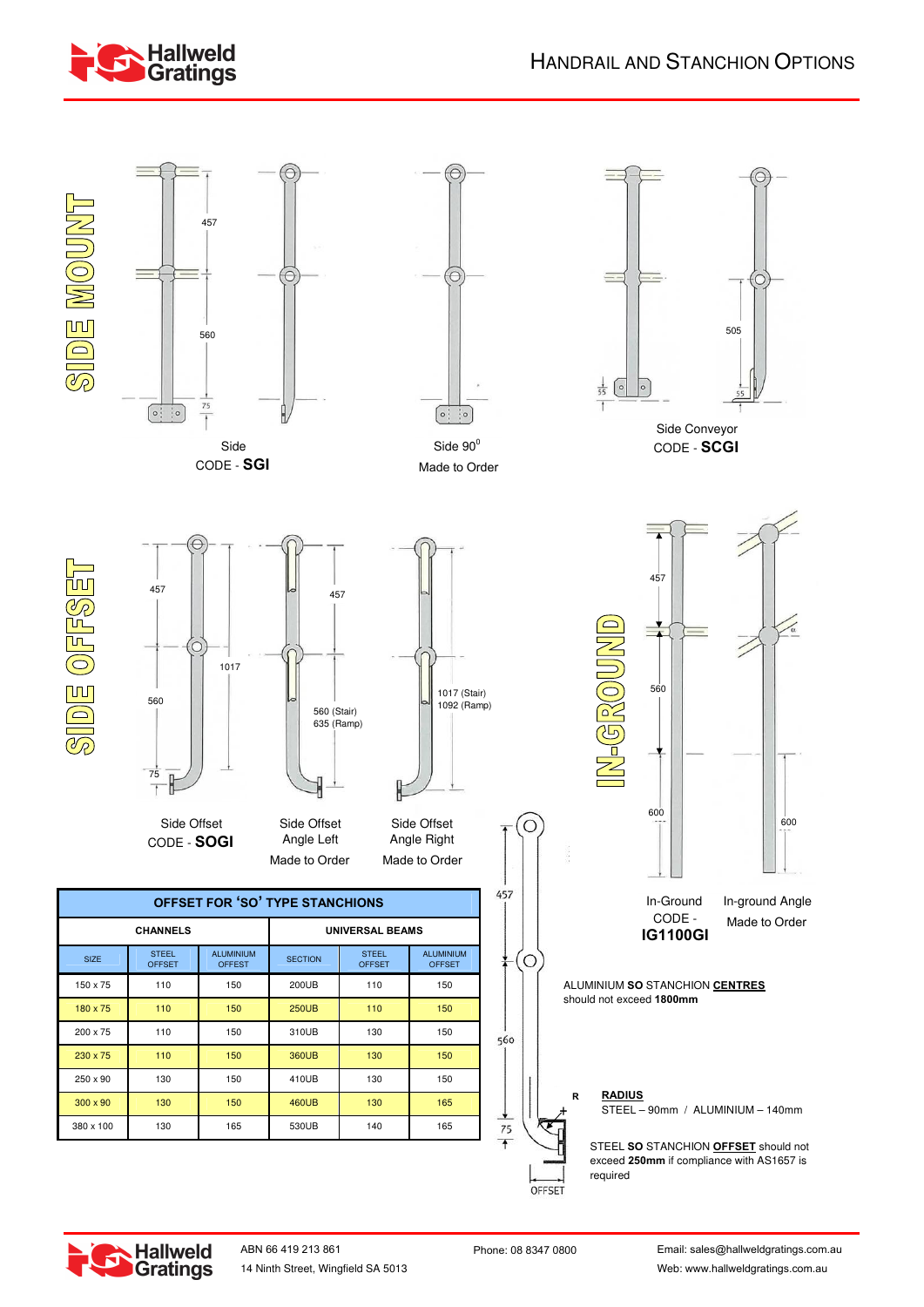# HANDRAIL AND STANCHION OPTIONS

## SIDE MOUNT

457

560

75

Side
CODE - **SGI**

Side 90°
Made to Order

55

505

55

Side Conveyor
CODE - **SCGI**

## SIDE OFFSET

457

1017

560

75

Side Offset
CODE - **SOGI**

457

560 (Stair)
635 (Ramp)

Side Offset
Angle Left
Made to Order

1017 (Stair)
1092 (Ramp)

Side Offset
Angle Right
Made to Order

## IN-GROUND

457

560

600

In-Ground
CODE -
**IG1100GI**

600

In-ground Angle
Made to Order

| OFFSET FOR 'SO' TYPE STANCHIONS | | | | | |
|---|---|---|---|---|---|
| **CHANNELS** | | | **UNIVERSAL BEAMS** | | |
| SIZE | STEEL OFFSET | ALUMINIUM OFFSET | SECTION | STEEL OFFSET | ALUMINIUM OFFSET |
| 150 x 75 | 110 | 150 | 200UB | 110 | 150 |
| 180 x 75 | 110 | 150 | 250UB | 110 | 150 |
| 200 x 75 | 110 | 150 | 310UB | 130 | 150 |
| 230 x 75 | 110 | 150 | 360UB | 130 | 150 |
| 250 x 90 | 130 | 150 | 410UB | 130 | 150 |
| 300 x 90 | 130 | 150 | 460UB | 130 | 165 |
| 380 x 100 | 130 | 165 | 530UB | 140 | 165 |

457

560

75

OFFSET

R

ALUMINIUM **SO** STANCHION **CENTRES** should not exceed **1800mm**

**RADIUS**
STEEL – 90mm / ALUMINIUM – 140mm

STEEL **SO** STANCHION **OFFSET** should not exceed **250mm** if compliance with AS1657 is required

ABN 66 419 213 861
14 Ninth Street, Wingfield SA 5013

Phone: 08 8347 0800

Email: sales@hallweldgratings.com.au
Web: www.hallweldgratings.com.au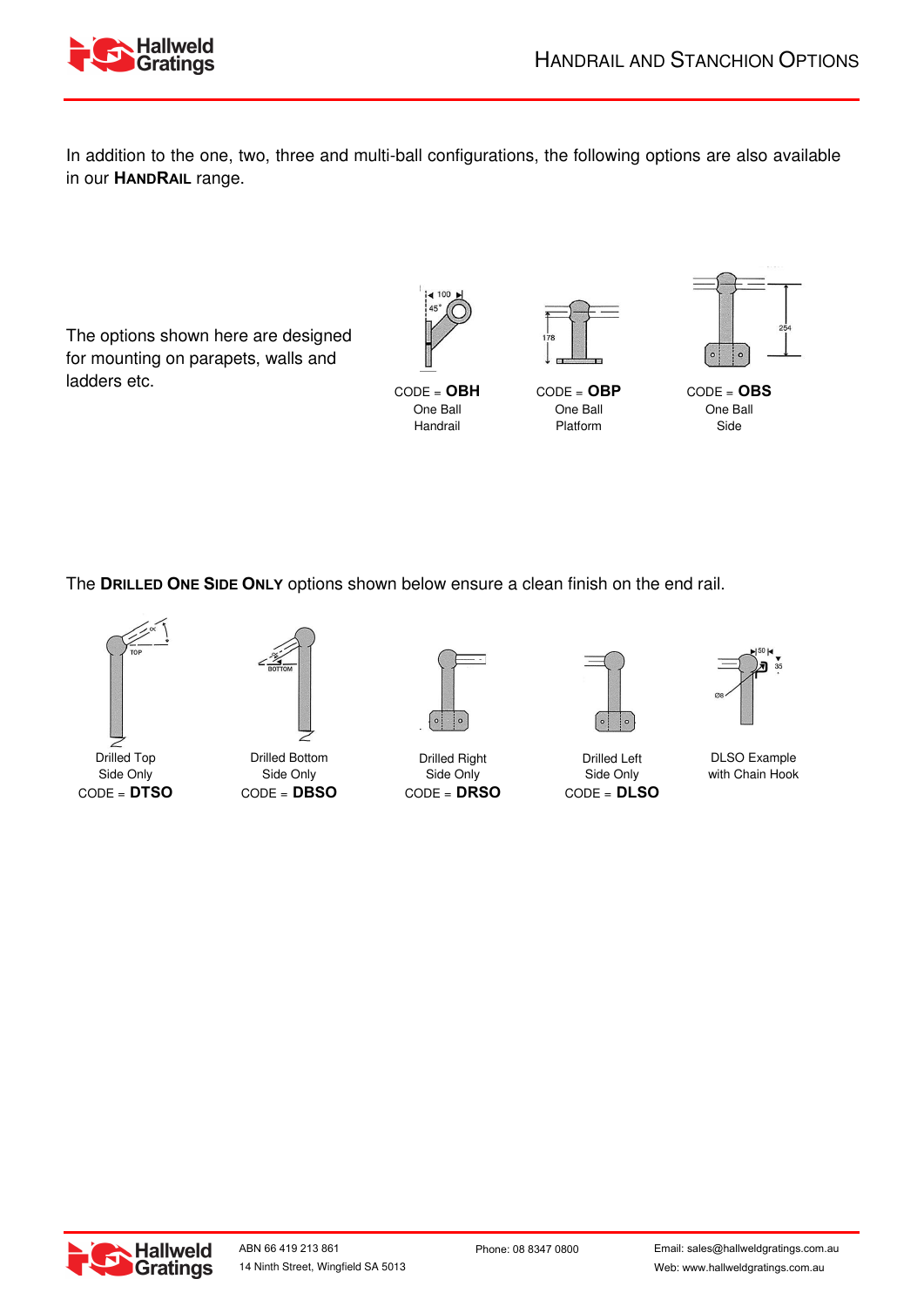# Handrail and Stanchion Options

In addition to the one, two, three and multi-ball configurations, the following options are also available in our **HandRail** range.

The options shown here are designed for mounting on parapets, walls and ladders etc.

100
45°

CODE = **OBH**
One Ball
Handrail

178

CODE = **OBP**
One Ball
Platform

254

CODE = **OBS**
One Ball
Side

The **Drilled One Side Only** options shown below ensure a clean finish on the end rail.

TOP

Drilled Top
Side Only
CODE = **DTSO**

BOTTOM

Drilled Bottom
Side Only
CODE = **DBSO**

Drilled Right
Side Only
CODE = **DRSO**

Drilled Left
Side Only
CODE = **DLSO**

50
35
Ø8

DLSO Example
with Chain Hook